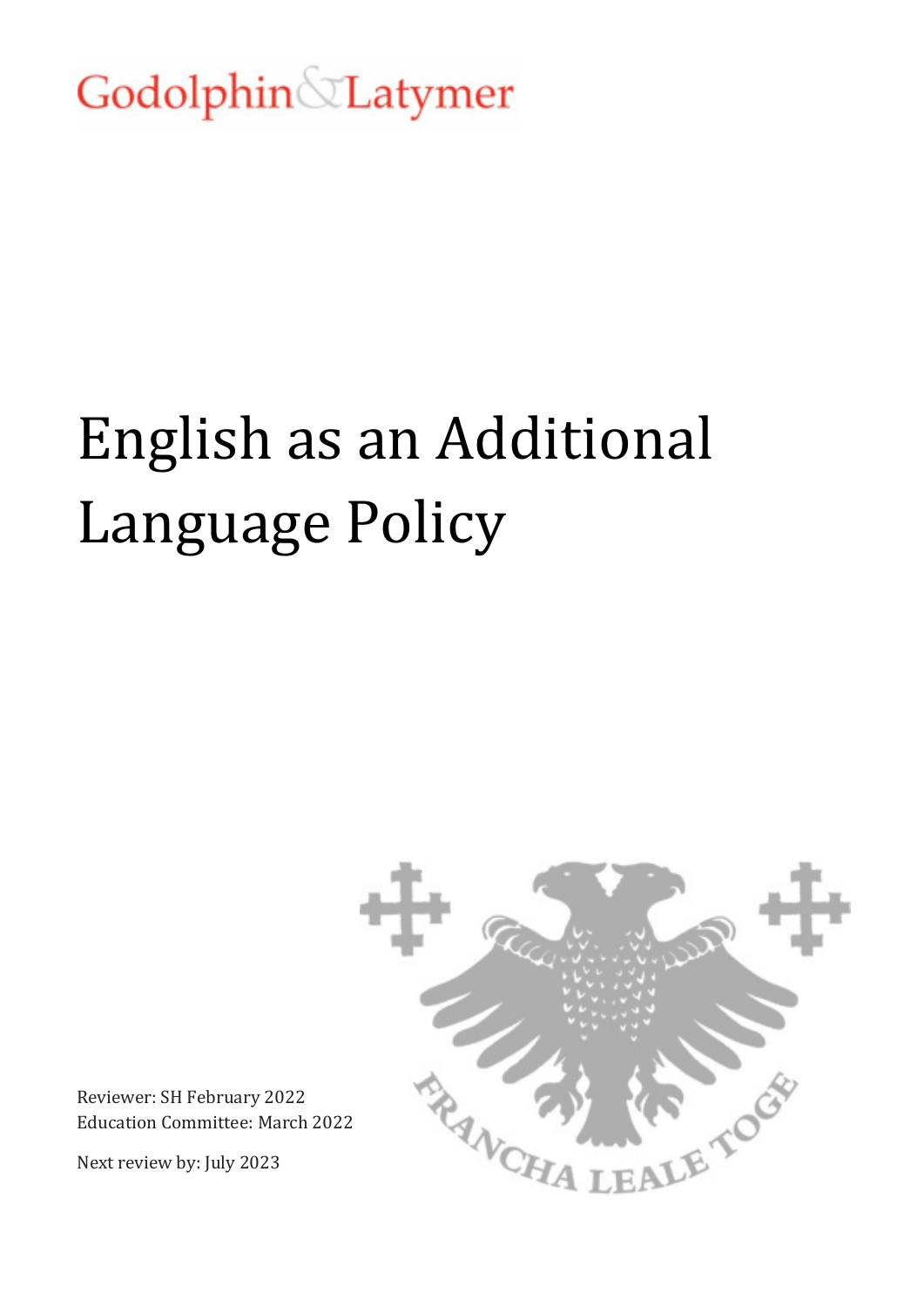Godolphin & Latymer

# English as an Additional Language Policy

Reviewer: SH February 2022
Education Committee: March 2022

Next review by: July 2023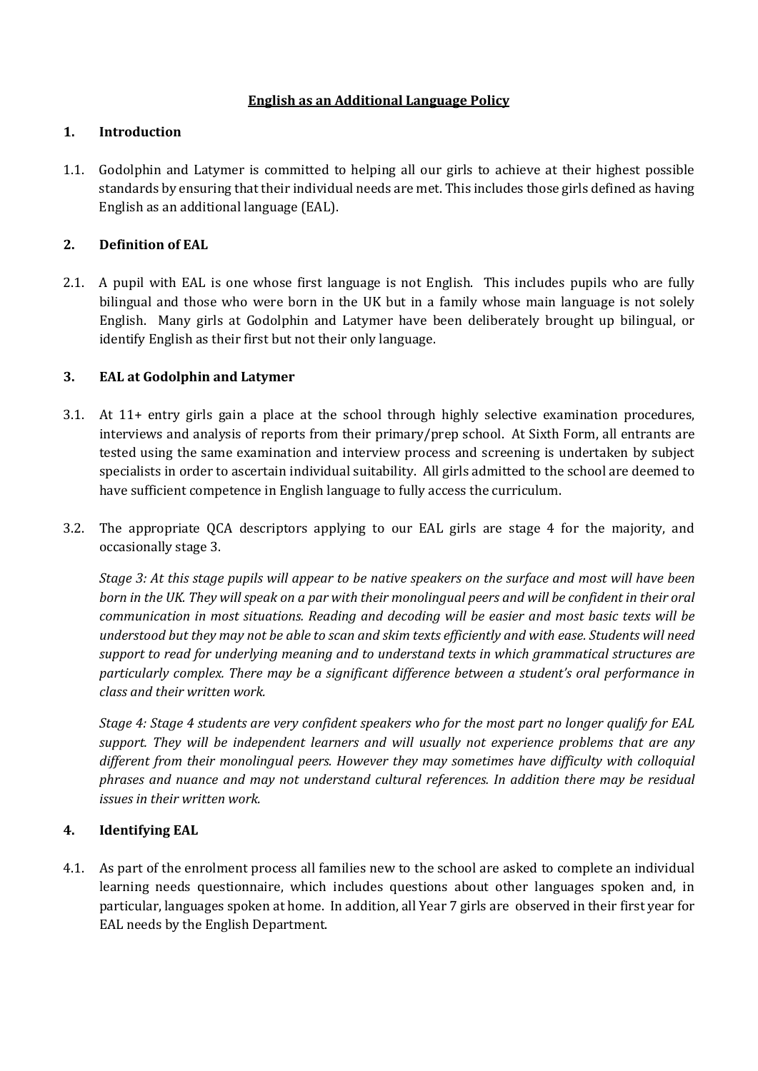# English as an Additional Language Policy

## 1. Introduction

1.1. Godolphin and Latymer is committed to helping all our girls to achieve at their highest possible standards by ensuring that their individual needs are met. This includes those girls defined as having English as an additional language (EAL).

## 2. Definition of EAL

2.1. A pupil with EAL is one whose first language is not English. This includes pupils who are fully bilingual and those who were born in the UK but in a family whose main language is not solely English. Many girls at Godolphin and Latymer have been deliberately brought up bilingual, or identify English as their first but not their only language.

## 3. EAL at Godolphin and Latymer

3.1. At 11+ entry girls gain a place at the school through highly selective examination procedures, interviews and analysis of reports from their primary/prep school. At Sixth Form, all entrants are tested using the same examination and interview process and screening is undertaken by subject specialists in order to ascertain individual suitability. All girls admitted to the school are deemed to have sufficient competence in English language to fully access the curriculum.

3.2. The appropriate QCA descriptors applying to our EAL girls are stage 4 for the majority, and occasionally stage 3.

*Stage 3: At this stage pupils will appear to be native speakers on the surface and most will have been born in the UK. They will speak on a par with their monolingual peers and will be confident in their oral communication in most situations. Reading and decoding will be easier and most basic texts will be understood but they may not be able to scan and skim texts efficiently and with ease. Students will need support to read for underlying meaning and to understand texts in which grammatical structures are particularly complex. There may be a significant difference between a student's oral performance in class and their written work.*

*Stage 4: Stage 4 students are very confident speakers who for the most part no longer qualify for EAL support. They will be independent learners and will usually not experience problems that are any different from their monolingual peers. However they may sometimes have difficulty with colloquial phrases and nuance and may not understand cultural references. In addition there may be residual issues in their written work.*

## 4. Identifying EAL

4.1. As part of the enrolment process all families new to the school are asked to complete an individual learning needs questionnaire, which includes questions about other languages spoken and, in particular, languages spoken at home. In addition, all Year 7 girls are observed in their first year for EAL needs by the English Department.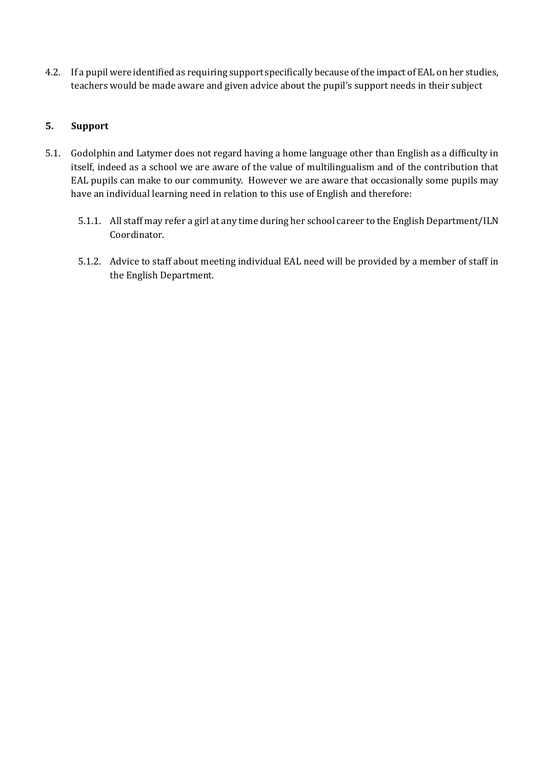4.2. If a pupil were identified as requiring support specifically because of the impact of EAL on her studies, teachers would be made aware and given advice about the pupil's support needs in their subject

## 5. Support

5.1. Godolphin and Latymer does not regard having a home language other than English as a difficulty in itself, indeed as a school we are aware of the value of multilingualism and of the contribution that EAL pupils can make to our community. However we are aware that occasionally some pupils may have an individual learning need in relation to this use of English and therefore:

5.1.1. All staff may refer a girl at any time during her school career to the English Department/ILN Coordinator.

5.1.2. Advice to staff about meeting individual EAL need will be provided by a member of staff in the English Department.